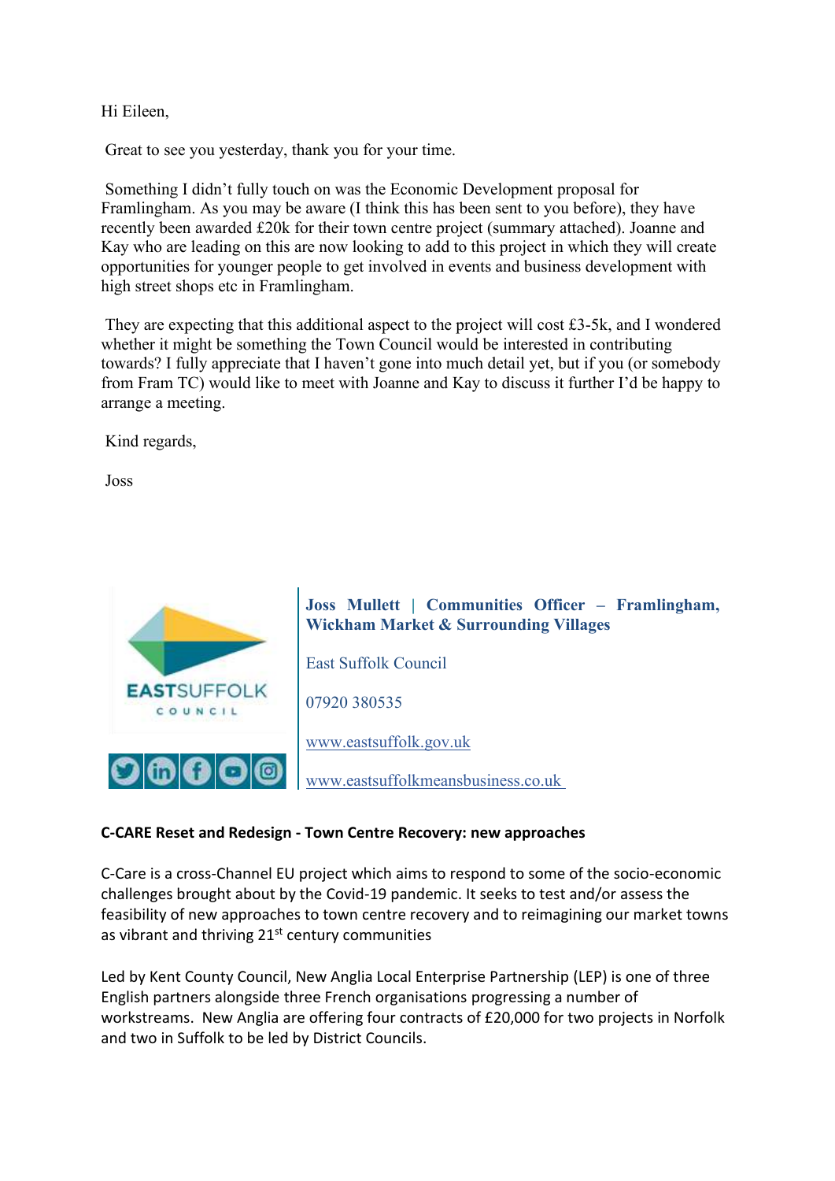Hi Eileen,

Great to see you yesterday, thank you for your time.

Something I didn't fully touch on was the Economic Development proposal for Framlingham. As you may be aware (I think this has been sent to you before), they have recently been awarded £20k for their town centre project (summary attached). Joanne and Kay who are leading on this are now looking to add to this project in which they will create opportunities for younger people to get involved in events and business development with high street shops etc in Framlingham.

They are expecting that this additional aspect to the project will cost £3-5k, and I wondered whether it might be something the Town Council would be interested in contributing towards? I fully appreciate that I haven't gone into much detail yet, but if you (or somebody from Fram TC) would like to meet with Joanne and Kay to discuss it further I'd be happy to arrange a meeting.

Kind regards,

Joss

EASTSUFFOLK COUNCIL

**Joss Mullett | Communities Officer – Framlingham, Wickham Market & Surrounding Villages**

East Suffolk Council

07920 380535

www.eastsuffolk.gov.uk

www.eastsuffolkmeansbusiness.co.uk

**C-CARE Reset and Redesign - Town Centre Recovery: new approaches**

C-Care is a cross-Channel EU project which aims to respond to some of the socio-economic challenges brought about by the Covid-19 pandemic. It seeks to test and/or assess the feasibility of new approaches to town centre recovery and to reimagining our market towns as vibrant and thriving 21st century communities

Led by Kent County Council, New Anglia Local Enterprise Partnership (LEP) is one of three English partners alongside three French organisations progressing a number of workstreams. New Anglia are offering four contracts of £20,000 for two projects in Norfolk and two in Suffolk to be led by District Councils.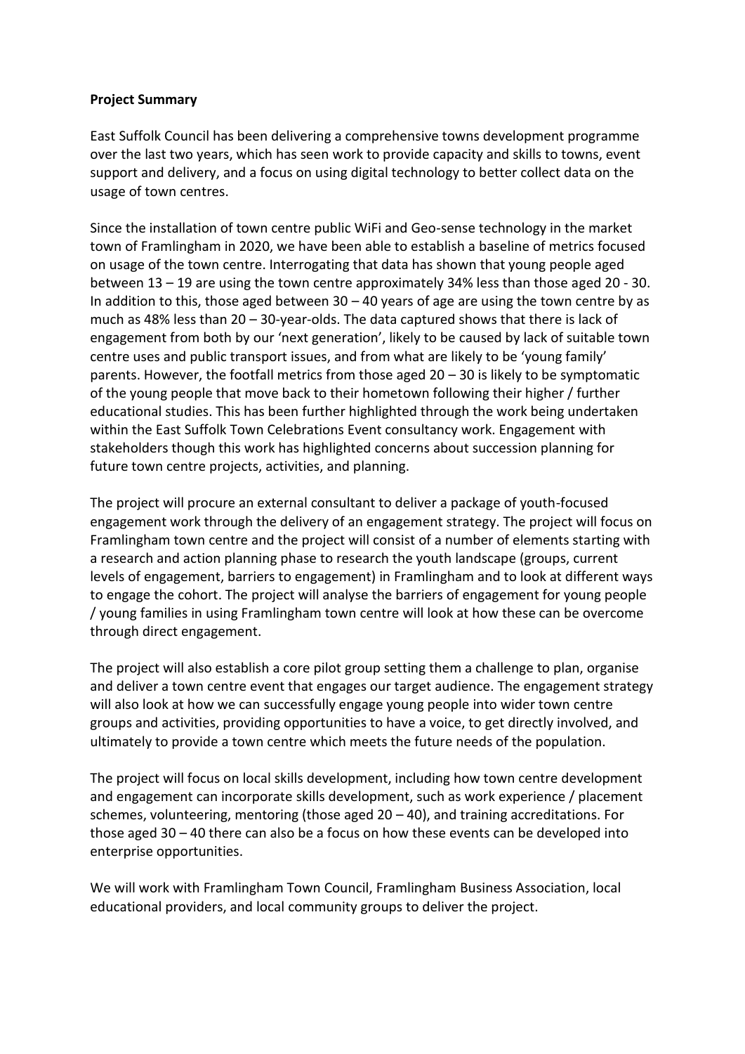**Project Summary**

East Suffolk Council has been delivering a comprehensive towns development programme over the last two years, which has seen work to provide capacity and skills to towns, event support and delivery, and a focus on using digital technology to better collect data on the usage of town centres.

Since the installation of town centre public WiFi and Geo-sense technology in the market town of Framlingham in 2020, we have been able to establish a baseline of metrics focused on usage of the town centre. Interrogating that data has shown that young people aged between 13 – 19 are using the town centre approximately 34% less than those aged 20 - 30. In addition to this, those aged between 30 – 40 years of age are using the town centre by as much as 48% less than 20 – 30-year-olds. The data captured shows that there is lack of engagement from both by our 'next generation', likely to be caused by lack of suitable town centre uses and public transport issues, and from what are likely to be 'young family' parents. However, the footfall metrics from those aged 20 – 30 is likely to be symptomatic of the young people that move back to their hometown following their higher / further educational studies. This has been further highlighted through the work being undertaken within the East Suffolk Town Celebrations Event consultancy work. Engagement with stakeholders though this work has highlighted concerns about succession planning for future town centre projects, activities, and planning.

The project will procure an external consultant to deliver a package of youth-focused engagement work through the delivery of an engagement strategy. The project will focus on Framlingham town centre and the project will consist of a number of elements starting with a research and action planning phase to research the youth landscape (groups, current levels of engagement, barriers to engagement) in Framlingham and to look at different ways to engage the cohort. The project will analyse the barriers of engagement for young people / young families in using Framlingham town centre will look at how these can be overcome through direct engagement.

The project will also establish a core pilot group setting them a challenge to plan, organise and deliver a town centre event that engages our target audience. The engagement strategy will also look at how we can successfully engage young people into wider town centre groups and activities, providing opportunities to have a voice, to get directly involved, and ultimately to provide a town centre which meets the future needs of the population.

The project will focus on local skills development, including how town centre development and engagement can incorporate skills development, such as work experience / placement schemes, volunteering, mentoring (those aged 20 – 40), and training accreditations. For those aged 30 – 40 there can also be a focus on how these events can be developed into enterprise opportunities.

We will work with Framlingham Town Council, Framlingham Business Association, local educational providers, and local community groups to deliver the project.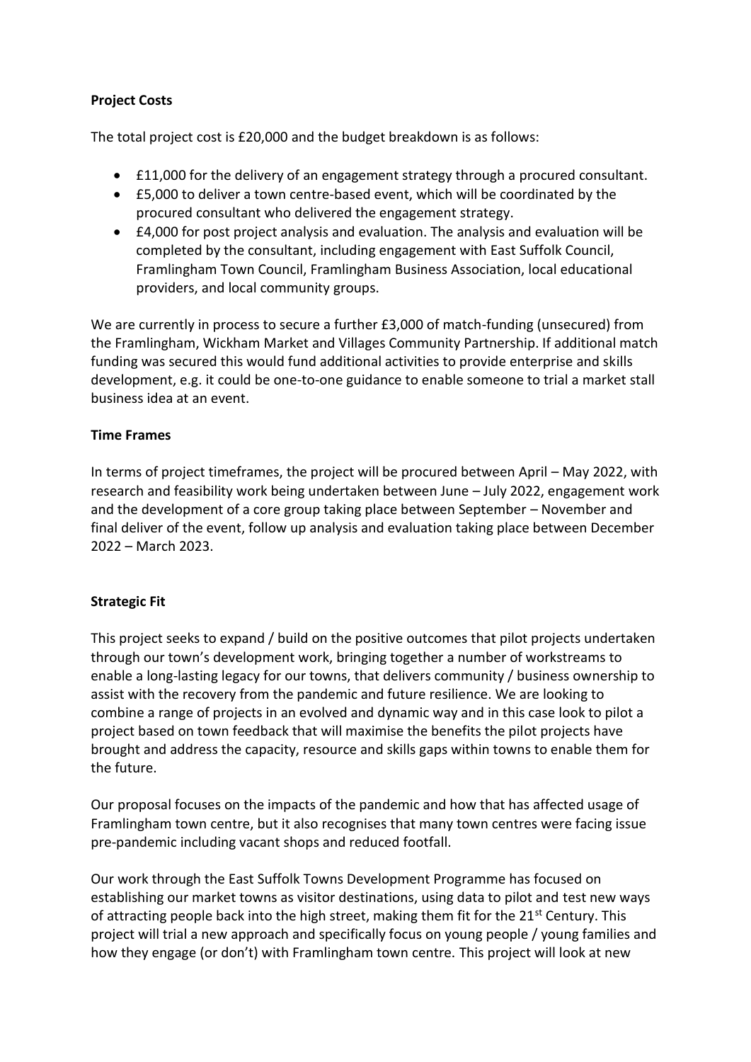**Project Costs**

The total project cost is £20,000 and the budget breakdown is as follows:

- £11,000 for the delivery of an engagement strategy through a procured consultant.
- £5,000 to deliver a town centre-based event, which will be coordinated by the procured consultant who delivered the engagement strategy.
- £4,000 for post project analysis and evaluation. The analysis and evaluation will be completed by the consultant, including engagement with East Suffolk Council, Framlingham Town Council, Framlingham Business Association, local educational providers, and local community groups.

We are currently in process to secure a further £3,000 of match-funding (unsecured) from the Framlingham, Wickham Market and Villages Community Partnership. If additional match funding was secured this would fund additional activities to provide enterprise and skills development, e.g. it could be one-to-one guidance to enable someone to trial a market stall business idea at an event.

**Time Frames**

In terms of project timeframes, the project will be procured between April – May 2022, with research and feasibility work being undertaken between June – July 2022, engagement work and the development of a core group taking place between September – November and final deliver of the event, follow up analysis and evaluation taking place between December 2022 – March 2023.

**Strategic Fit**

This project seeks to expand / build on the positive outcomes that pilot projects undertaken through our town's development work, bringing together a number of workstreams to enable a long-lasting legacy for our towns, that delivers community / business ownership to assist with the recovery from the pandemic and future resilience. We are looking to combine a range of projects in an evolved and dynamic way and in this case look to pilot a project based on town feedback that will maximise the benefits the pilot projects have brought and address the capacity, resource and skills gaps within towns to enable them for the future.

Our proposal focuses on the impacts of the pandemic and how that has affected usage of Framlingham town centre, but it also recognises that many town centres were facing issue pre-pandemic including vacant shops and reduced footfall.

Our work through the East Suffolk Towns Development Programme has focused on establishing our market towns as visitor destinations, using data to pilot and test new ways of attracting people back into the high street, making them fit for the 21st Century. This project will trial a new approach and specifically focus on young people / young families and how they engage (or don't) with Framlingham town centre. This project will look at new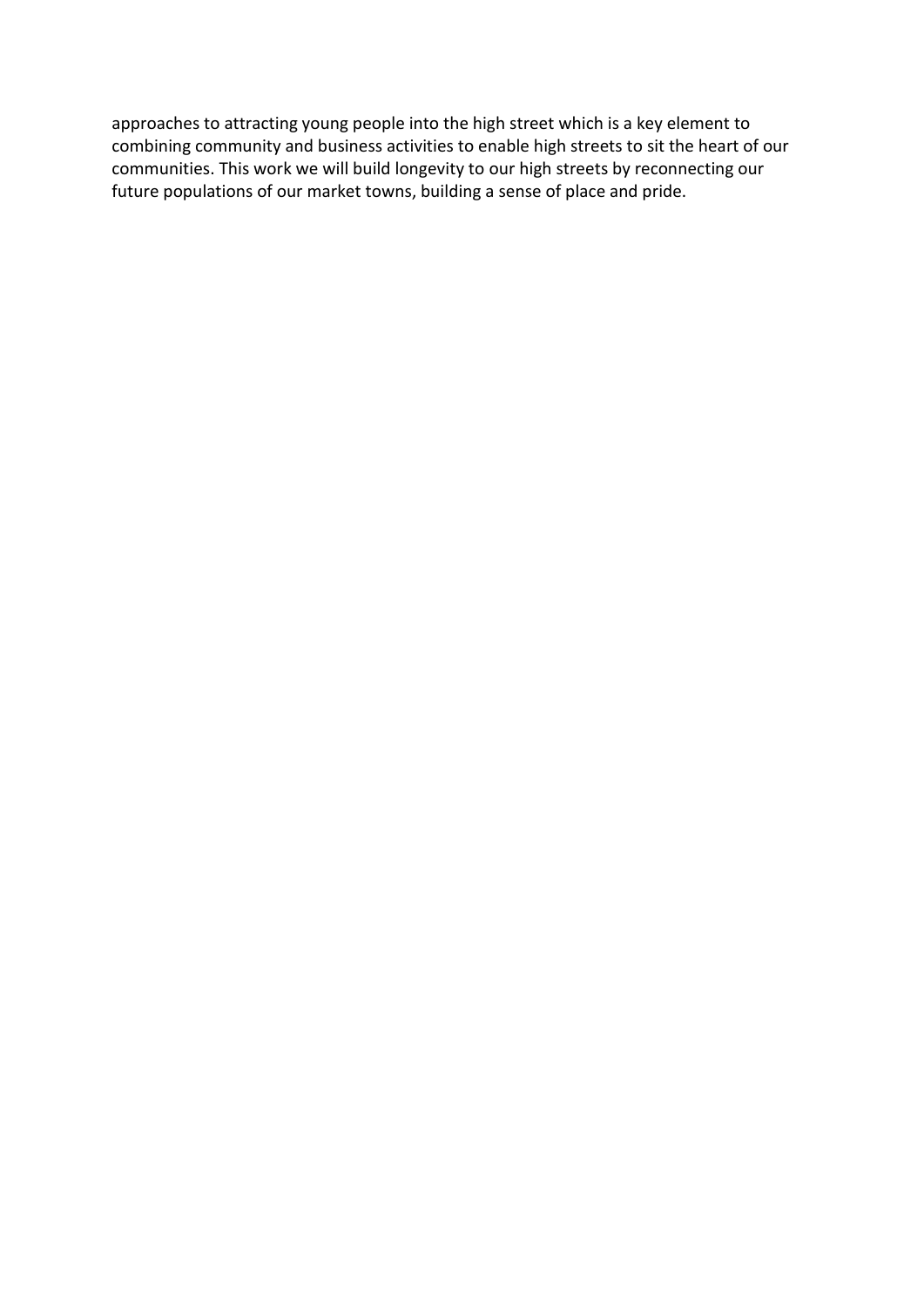approaches to attracting young people into the high street which is a key element to combining community and business activities to enable high streets to sit the heart of our communities. This work we will build longevity to our high streets by reconnecting our future populations of our market towns, building a sense of place and pride.